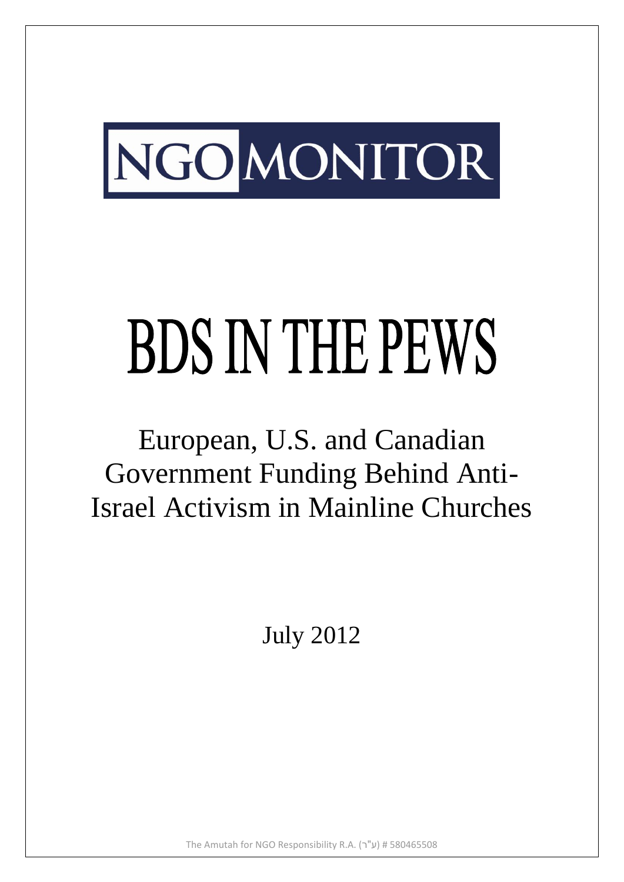NGO MONITOR

# BDS IN THE PEWS

## European, U.S. and Canadian Government Funding Behind Anti-Israel Activism in Mainline Churches

July 2012

The Amutah for NGO Responsibility R.A. (ע"ר) # 580465508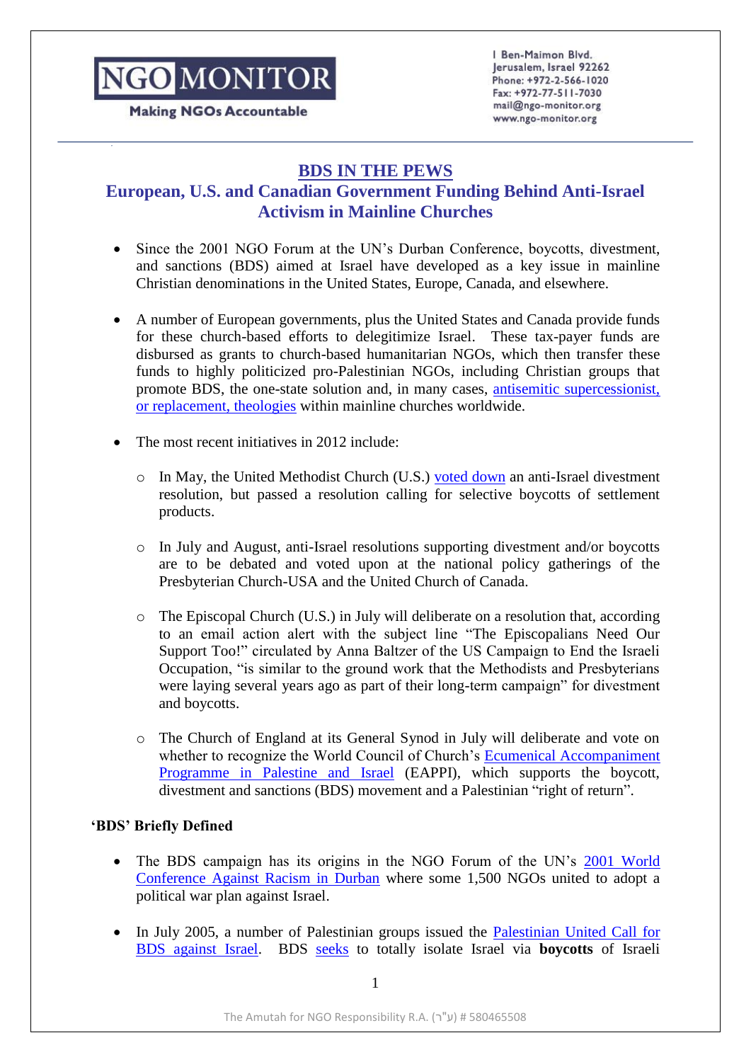# BDS IN THE PEWS

## European, U.S. and Canadian Government Funding Behind Anti-Israel Activism in Mainline Churches

- Since the 2001 NGO Forum at the UN's Durban Conference, boycotts, divestment, and sanctions (BDS) aimed at Israel have developed as a key issue in mainline Christian denominations in the United States, Europe, Canada, and elsewhere.

- A number of European governments, plus the United States and Canada provide funds for these church-based efforts to delegitimize Israel. These tax-payer funds are disbursed as grants to church-based humanitarian NGOs, which then transfer these funds to highly politicized pro-Palestinian NGOs, including Christian groups that promote BDS, the one-state solution and, in many cases, antisemitic supercessionist, or replacement, theologies within mainline churches worldwide.

- The most recent initiatives in 2012 include:
  - In May, the United Methodist Church (U.S.) voted down an anti-Israel divestment resolution, but passed a resolution calling for selective boycotts of settlement products.
  - In July and August, anti-Israel resolutions supporting divestment and/or boycotts are to be debated and voted upon at the national policy gatherings of the Presbyterian Church-USA and the United Church of Canada.
  - The Episcopal Church (U.S.) in July will deliberate on a resolution that, according to an email action alert with the subject line "The Episcopalians Need Our Support Too!" circulated by Anna Baltzer of the US Campaign to End the Israeli Occupation, "is similar to the ground work that the Methodists and Presbyterians were laying several years ago as part of their long-term campaign" for divestment and boycotts.
  - The Church of England at its General Synod in July will deliberate and vote on whether to recognize the World Council of Church's Ecumenical Accompaniment Programme in Palestine and Israel (EAPPI), which supports the boycott, divestment and sanctions (BDS) movement and a Palestinian "right of return".

**'BDS' Briefly Defined**

- The BDS campaign has its origins in the NGO Forum of the UN's 2001 World Conference Against Racism in Durban where some 1,500 NGOs united to adopt a political war plan against Israel.

- In July 2005, a number of Palestinian groups issued the Palestinian United Call for BDS against Israel. BDS seeks to totally isolate Israel via **boycotts** of Israeli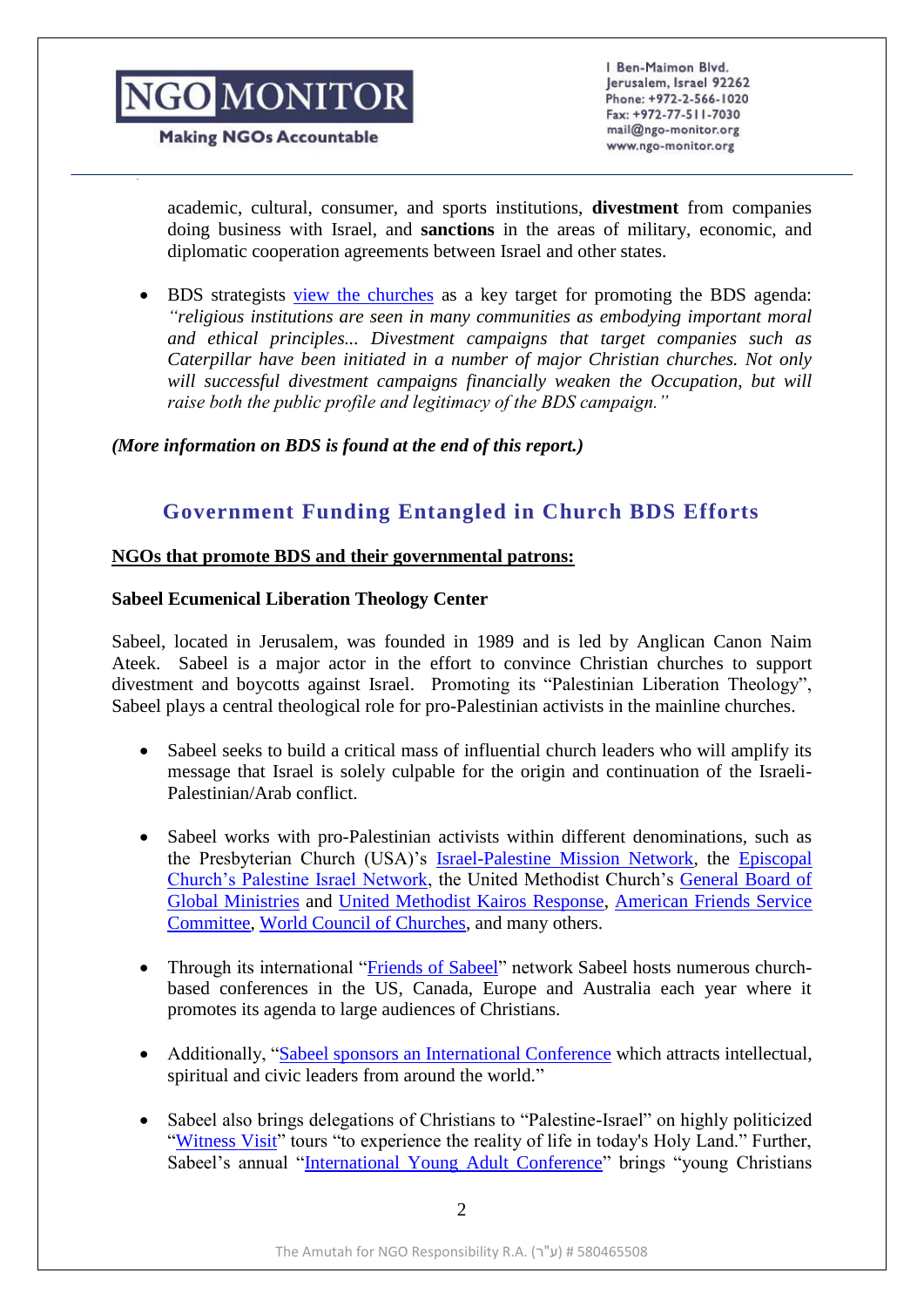academic, cultural, consumer, and sports institutions, **divestment** from companies doing business with Israel, and **sanctions** in the areas of military, economic, and diplomatic cooperation agreements between Israel and other states.

- BDS strategists view the churches as a key target for promoting the BDS agenda: *"religious institutions are seen in many communities as embodying important moral and ethical principles... Divestment campaigns that target companies such as Caterpillar have been initiated in a number of major Christian churches. Not only will successful divestment campaigns financially weaken the Occupation, but will raise both the public profile and legitimacy of the BDS campaign."*

***(More information on BDS is found at the end of this report.)***

## Government Funding Entangled in Church BDS Efforts

**NGOs that promote BDS and their governmental patrons:**

**Sabeel Ecumenical Liberation Theology Center**

Sabeel, located in Jerusalem, was founded in 1989 and is led by Anglican Canon Naim Ateek. Sabeel is a major actor in the effort to convince Christian churches to support divestment and boycotts against Israel. Promoting its "Palestinian Liberation Theology", Sabeel plays a central theological role for pro-Palestinian activists in the mainline churches.

- Sabeel seeks to build a critical mass of influential church leaders who will amplify its message that Israel is solely culpable for the origin and continuation of the Israeli-Palestinian/Arab conflict.

- Sabeel works with pro-Palestinian activists within different denominations, such as the Presbyterian Church (USA)'s Israel-Palestine Mission Network, the Episcopal Church's Palestine Israel Network, the United Methodist Church's General Board of Global Ministries and United Methodist Kairos Response, American Friends Service Committee, World Council of Churches, and many others.

- Through its international "Friends of Sabeel" network Sabeel hosts numerous church-based conferences in the US, Canada, Europe and Australia each year where it promotes its agenda to large audiences of Christians.

- Additionally, "Sabeel sponsors an International Conference which attracts intellectual, spiritual and civic leaders from around the world."

- Sabeel also brings delegations of Christians to "Palestine-Israel" on highly politicized "Witness Visit" tours "to experience the reality of life in today's Holy Land." Further, Sabeel's annual "International Young Adult Conference" brings "young Christians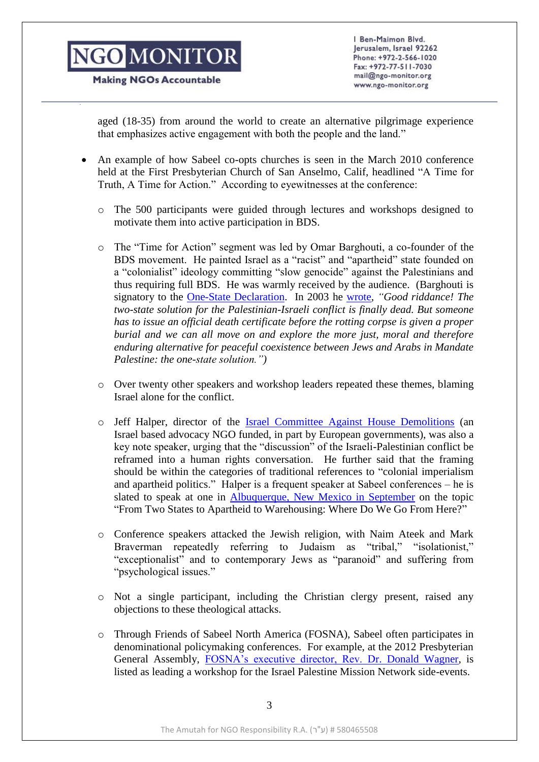aged (18-35) from around the world to create an alternative pilgrimage experience that emphasizes active engagement with both the people and the land."

- An example of how Sabeel co-opts churches is seen in the March 2010 conference held at the First Presbyterian Church of San Anselmo, Calif, headlined "A Time for Truth, A Time for Action." According to eyewitnesses at the conference:
  - The 500 participants were guided through lectures and workshops designed to motivate them into active participation in BDS.
  - The "Time for Action" segment was led by Omar Barghouti, a co-founder of the BDS movement. He painted Israel as a "racist" and "apartheid" state founded on a "colonialist" ideology committing "slow genocide" against the Palestinians and thus requiring full BDS. He was warmly received by the audience. (Barghouti is signatory to the One-State Declaration. In 2003 he wrote, *"Good riddance! The two-state solution for the Palestinian-Israeli conflict is finally dead. But someone has to issue an official death certificate before the rotting corpse is given a proper burial and we can all move on and explore the more just, moral and therefore enduring alternative for peaceful coexistence between Jews and Arabs in Mandate Palestine: the one-state solution.")*
  - Over twenty other speakers and workshop leaders repeated these themes, blaming Israel alone for the conflict.
  - Jeff Halper, director of the Israel Committee Against House Demolitions (an Israel based advocacy NGO funded, in part by European governments), was also a key note speaker, urging that the "discussion" of the Israeli-Palestinian conflict be reframed into a human rights conversation. He further said that the framing should be within the categories of traditional references to "colonial imperialism and apartheid politics." Halper is a frequent speaker at Sabeel conferences – he is slated to speak at one in Albuquerque, New Mexico in September on the topic "From Two States to Apartheid to Warehousing: Where Do We Go From Here?"
  - Conference speakers attacked the Jewish religion, with Naim Ateek and Mark Braverman repeatedly referring to Judaism as "tribal," "isolationist," "exceptionalist" and to contemporary Jews as "paranoid" and suffering from "psychological issues."
  - Not a single participant, including the Christian clergy present, raised any objections to these theological attacks.
  - Through Friends of Sabeel North America (FOSNA), Sabeel often participates in denominational policymaking conferences. For example, at the 2012 Presbyterian General Assembly, FOSNA's executive director, Rev. Dr. Donald Wagner, is listed as leading a workshop for the Israel Palestine Mission Network side-events.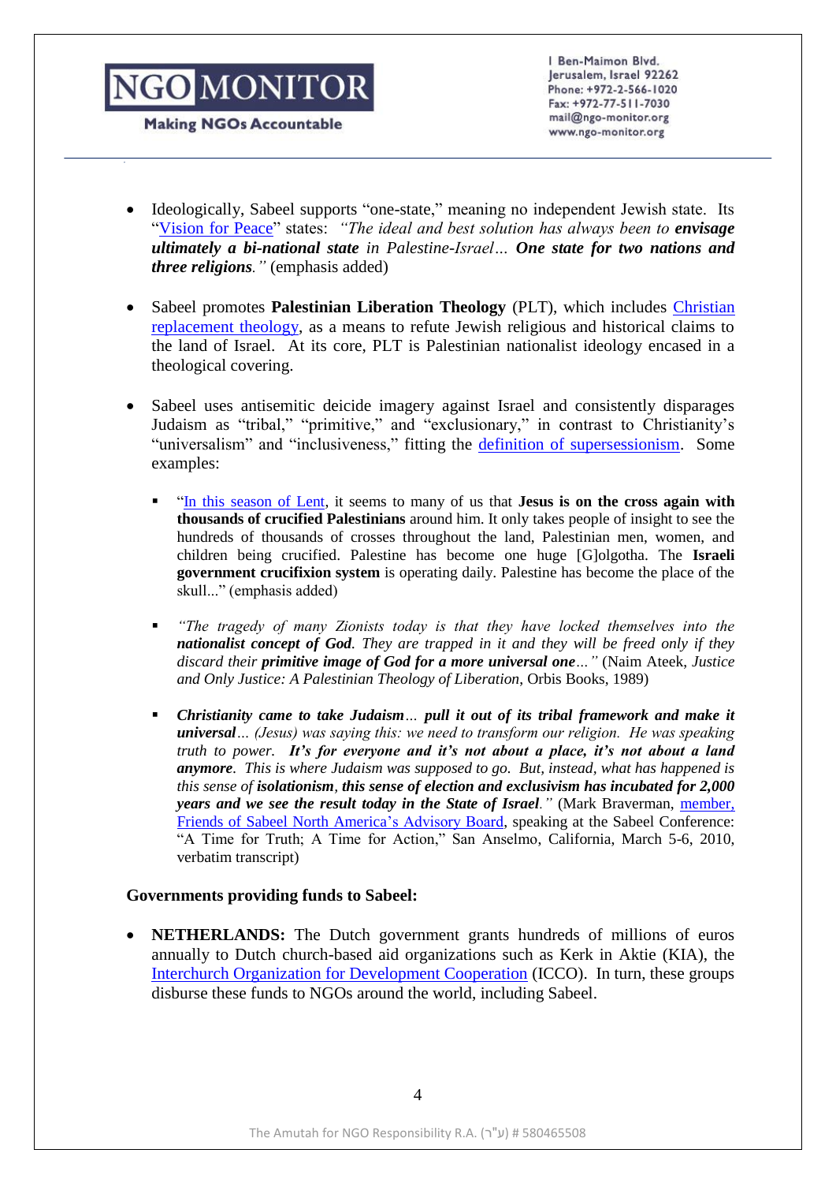- Ideologically, Sabeel supports "one-state," meaning no independent Jewish state. Its "Vision for Peace" states: *"The ideal and best solution has always been to* ***envisage ultimately a bi-national state*** *in Palestine-Israel…* ***One state for two nations and three religions****."* (emphasis added)

- Sabeel promotes **Palestinian Liberation Theology** (PLT), which includes Christian replacement theology, as a means to refute Jewish religious and historical claims to the land of Israel. At its core, PLT is Palestinian nationalist ideology encased in a theological covering.

- Sabeel uses antisemitic deicide imagery against Israel and consistently disparages Judaism as "tribal," "primitive," and "exclusionary," in contrast to Christianity's "universalism" and "inclusiveness," fitting the definition of supersessionism. Some examples:

  - "In this season of Lent, it seems to many of us that **Jesus is on the cross again with thousands of crucified Palestinians** around him. It only takes people of insight to see the hundreds of thousands of crosses throughout the land, Palestinian men, women, and children being crucified. Palestine has become one huge [G]olgotha. The **Israeli government crucifixion system** is operating daily. Palestine has become the place of the skull..." (emphasis added)

  - *"The tragedy of many Zionists today is that they have locked themselves into the* ***nationalist concept of God****. They are trapped in it and they will be freed only if they discard their* ***primitive image of God for a more universal one****…"* (Naim Ateek, *Justice and Only Justice: A Palestinian Theology of Liberation*, Orbis Books, 1989)

  - ***Christianity came to take Judaism****…* ***pull it out of its tribal framework and make it universal****… (Jesus) was saying this: we need to transform our religion. He was speaking truth to power.* ***It's for everyone and it's not about a place, it's not about a land anymore****. This is where Judaism was supposed to go. But, instead, what has happened is this sense of* ***isolationism****,* ***this sense of election and exclusivism has incubated for 2,000 years and we see the result today in the State of Israel****."* (Mark Braverman, member, Friends of Sabeel North America's Advisory Board, speaking at the Sabeel Conference: "A Time for Truth; A Time for Action," San Anselmo, California, March 5-6, 2010, verbatim transcript)

**Governments providing funds to Sabeel:**

- **NETHERLANDS:** The Dutch government grants hundreds of millions of euros annually to Dutch church-based aid organizations such as Kerk in Aktie (KIA), the Interchurch Organization for Development Cooperation (ICCO). In turn, these groups disburse these funds to NGOs around the world, including Sabeel.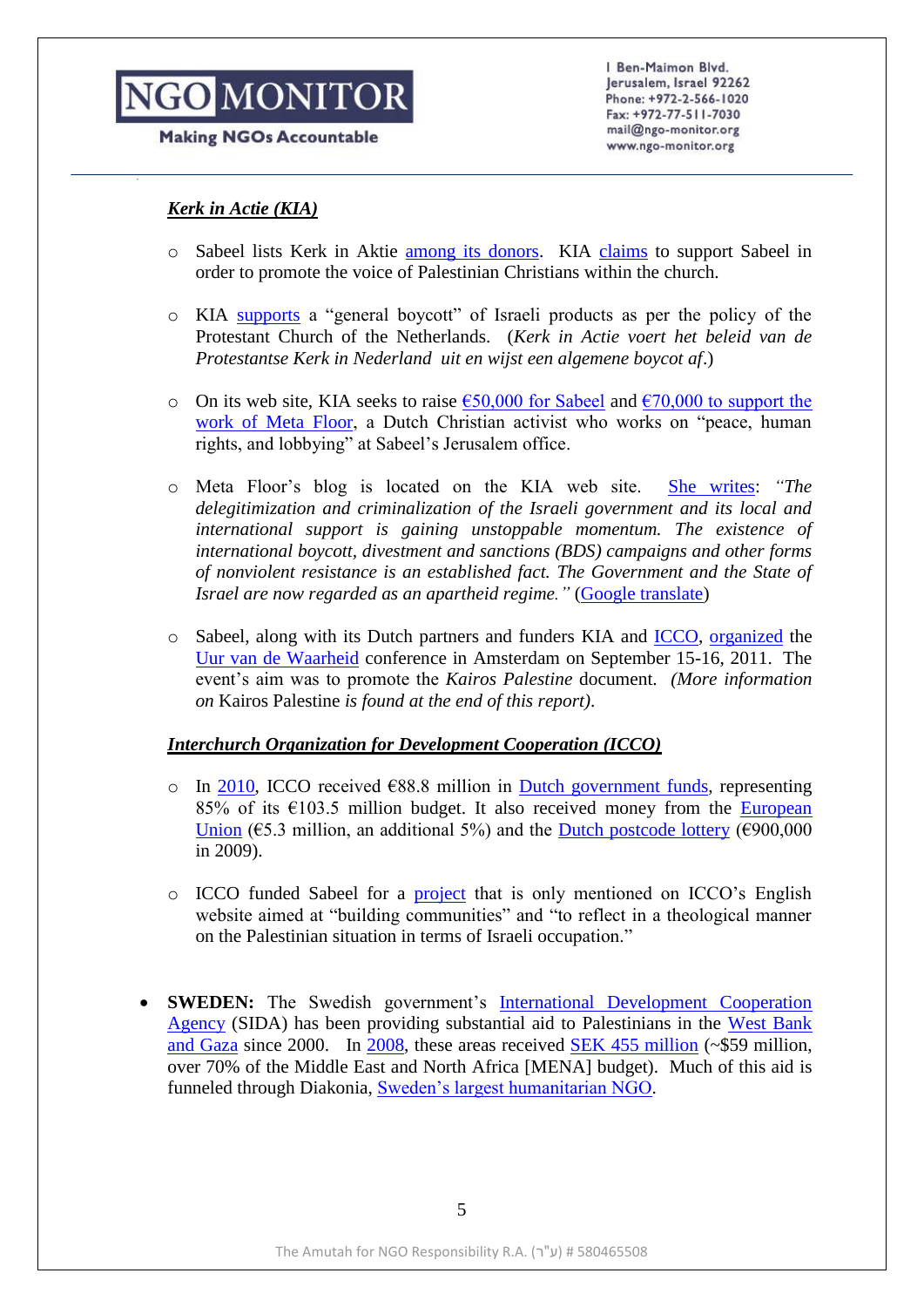### ***Kerk in Actie (KIA)***

- Sabeel lists Kerk in Aktie among its donors. KIA claims to support Sabeel in order to promote the voice of Palestinian Christians within the church.

- KIA supports a "general boycott" of Israeli products as per the policy of the Protestant Church of the Netherlands. (*Kerk in Actie voert het beleid van de Protestantse Kerk in Nederland uit en wijst een algemene boycot af*.)

- On its web site, KIA seeks to raise €50,000 for Sabeel and €70,000 to support the work of Meta Floor, a Dutch Christian activist who works on "peace, human rights, and lobbying" at Sabeel's Jerusalem office.

- Meta Floor's blog is located on the KIA web site. She writes: *"The delegitimization and criminalization of the Israeli government and its local and international support is gaining unstoppable momentum. The existence of international boycott, divestment and sanctions (BDS) campaigns and other forms of nonviolent resistance is an established fact. The Government and the State of Israel are now regarded as an apartheid regime."* (Google translate)

- Sabeel, along with its Dutch partners and funders KIA and ICCO, organized the Uur van de Waarheid conference in Amsterdam on September 15-16, 2011. The event's aim was to promote the *Kairos Palestine* document. *(More information on* Kairos Palestine *is found at the end of this report).*

### ***Interchurch Organization for Development Cooperation (ICCO)***

- In 2010, ICCO received €88.8 million in Dutch government funds, representing 85% of its €103.5 million budget. It also received money from the European Union (€5.3 million, an additional 5%) and the Dutch postcode lottery (€900,000 in 2009).

- ICCO funded Sabeel for a project that is only mentioned on ICCO's English website aimed at "building communities" and "to reflect in a theological manner on the Palestinian situation in terms of Israeli occupation."

- **SWEDEN:** The Swedish government's International Development Cooperation Agency (SIDA) has been providing substantial aid to Palestinians in the West Bank and Gaza since 2000. In 2008, these areas received SEK 455 million (~$59 million, over 70% of the Middle East and North Africa [MENA] budget). Much of this aid is funneled through Diakonia, Sweden's largest humanitarian NGO.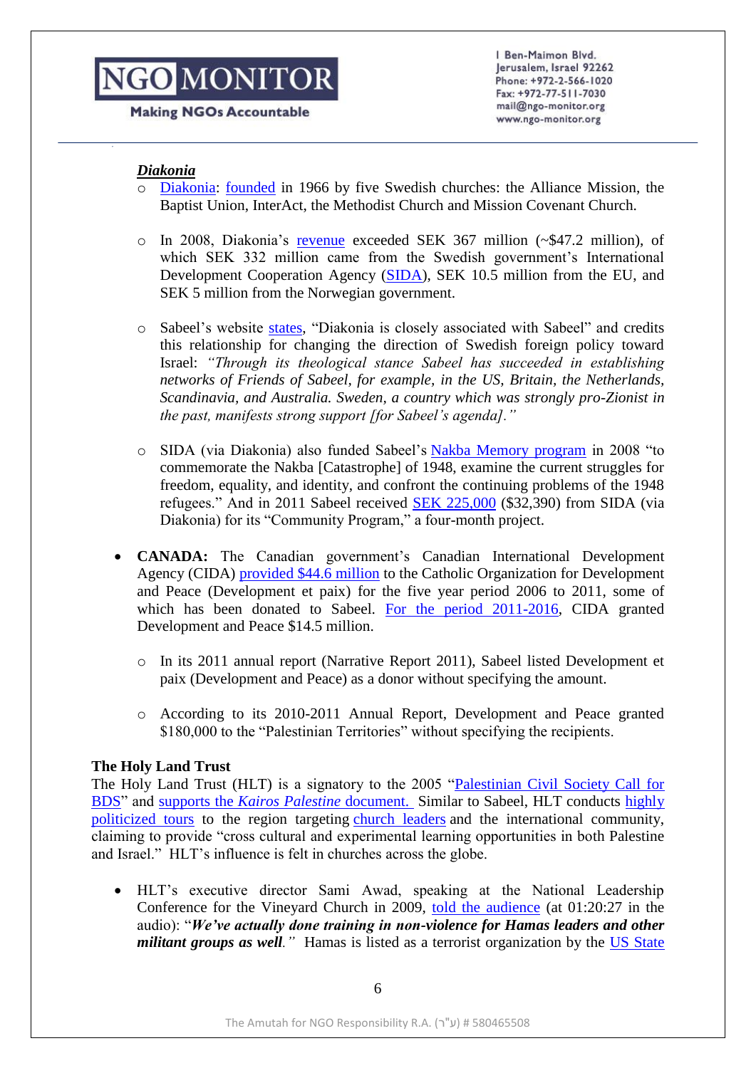***Diakonia***

- Diakonia: founded in 1966 by five Swedish churches: the Alliance Mission, the Baptist Union, InterAct, the Methodist Church and Mission Covenant Church.

- In 2008, Diakonia's revenue exceeded SEK 367 million (~$47.2 million), of which SEK 332 million came from the Swedish government's International Development Cooperation Agency (SIDA), SEK 10.5 million from the EU, and SEK 5 million from the Norwegian government.

- Sabeel's website states, "Diakonia is closely associated with Sabeel" and credits this relationship for changing the direction of Swedish foreign policy toward Israel: *"Through its theological stance Sabeel has succeeded in establishing networks of Friends of Sabeel, for example, in the US, Britain, the Netherlands, Scandinavia, and Australia. Sweden, a country which was strongly pro-Zionist in the past, manifests strong support [for Sabeel's agenda]."*

- SIDA (via Diakonia) also funded Sabeel's Nakba Memory program in 2008 "to commemorate the Nakba [Catastrophe] of 1948, examine the current struggles for freedom, equality, and identity, and confront the continuing problems of the 1948 refugees." And in 2011 Sabeel received SEK 225,000 ($32,390) from SIDA (via Diakonia) for its "Community Program," a four-month project.

- **CANADA:** The Canadian government's Canadian International Development Agency (CIDA) provided $44.6 million to the Catholic Organization for Development and Peace (Development et paix) for the five year period 2006 to 2011, some of which has been donated to Sabeel. For the period 2011-2016, CIDA granted Development and Peace $14.5 million.
  - In its 2011 annual report (Narrative Report 2011), Sabeel listed Development et paix (Development and Peace) as a donor without specifying the amount.
  - According to its 2010-2011 Annual Report, Development and Peace granted $180,000 to the "Palestinian Territories" without specifying the recipients.

**The Holy Land Trust**

The Holy Land Trust (HLT) is a signatory to the 2005 "Palestinian Civil Society Call for BDS" and supports the *Kairos Palestine* document. Similar to Sabeel, HLT conducts highly politicized tours to the region targeting church leaders and the international community, claiming to provide "cross cultural and experimental learning opportunities in both Palestine and Israel." HLT's influence is felt in churches across the globe.

- HLT's executive director Sami Awad, speaking at the National Leadership Conference for the Vineyard Church in 2009, told the audience (at 01:20:27 in the audio): "***We've actually done training in non-violence for Hamas leaders and other militant groups as well****."* Hamas is listed as a terrorist organization by the US State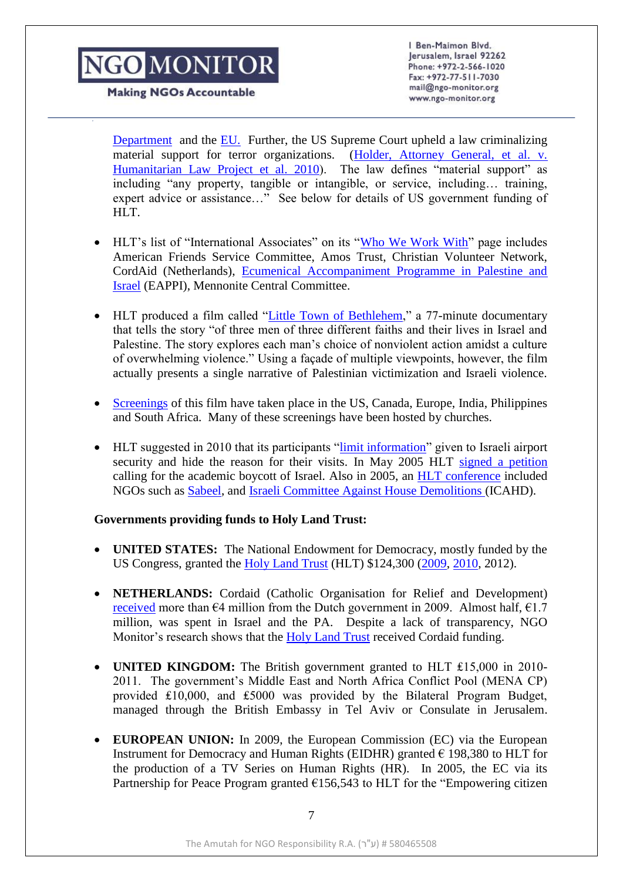Department and the EU. Further, the US Supreme Court upheld a law criminalizing material support for terror organizations. (Holder, Attorney General, et al. v. Humanitarian Law Project et al. 2010). The law defines "material support" as including "any property, tangible or intangible, or service, including… training, expert advice or assistance…" See below for details of US government funding of HLT.

- HLT's list of "International Associates" on its "Who We Work With" page includes American Friends Service Committee, Amos Trust, Christian Volunteer Network, CordAid (Netherlands), Ecumenical Accompaniment Programme in Palestine and Israel (EAPPI), Mennonite Central Committee.

- HLT produced a film called "Little Town of Bethlehem," a 77-minute documentary that tells the story "of three men of three different faiths and their lives in Israel and Palestine. The story explores each man's choice of nonviolent action amidst a culture of overwhelming violence." Using a façade of multiple viewpoints, however, the film actually presents a single narrative of Palestinian victimization and Israeli violence.

- Screenings of this film have taken place in the US, Canada, Europe, India, Philippines and South Africa. Many of these screenings have been hosted by churches.

- HLT suggested in 2010 that its participants "limit information" given to Israeli airport security and hide the reason for their visits. In May 2005 HLT signed a petition calling for the academic boycott of Israel. Also in 2005, an HLT conference included NGOs such as Sabeel, and Israeli Committee Against House Demolitions (ICAHD).

**Governments providing funds to Holy Land Trust:**

- **UNITED STATES:** The National Endowment for Democracy, mostly funded by the US Congress, granted the Holy Land Trust (HLT) $124,300 (2009, 2010, 2012).

- **NETHERLANDS:** Cordaid (Catholic Organisation for Relief and Development) received more than €4 million from the Dutch government in 2009. Almost half, €1.7 million, was spent in Israel and the PA. Despite a lack of transparency, NGO Monitor's research shows that the Holy Land Trust received Cordaid funding.

- **UNITED KINGDOM:** The British government granted to HLT ₤15,000 in 2010-2011. The government's Middle East and North Africa Conflict Pool (MENA CP) provided ₤10,000, and ₤5000 was provided by the Bilateral Program Budget, managed through the British Embassy in Tel Aviv or Consulate in Jerusalem.

- **EUROPEAN UNION:** In 2009, the European Commission (EC) via the European Instrument for Democracy and Human Rights (EIDHR) granted € 198,380 to HLT for the production of a TV Series on Human Rights (HR). In 2005, the EC via its Partnership for Peace Program granted €156,543 to HLT for the "Empowering citizen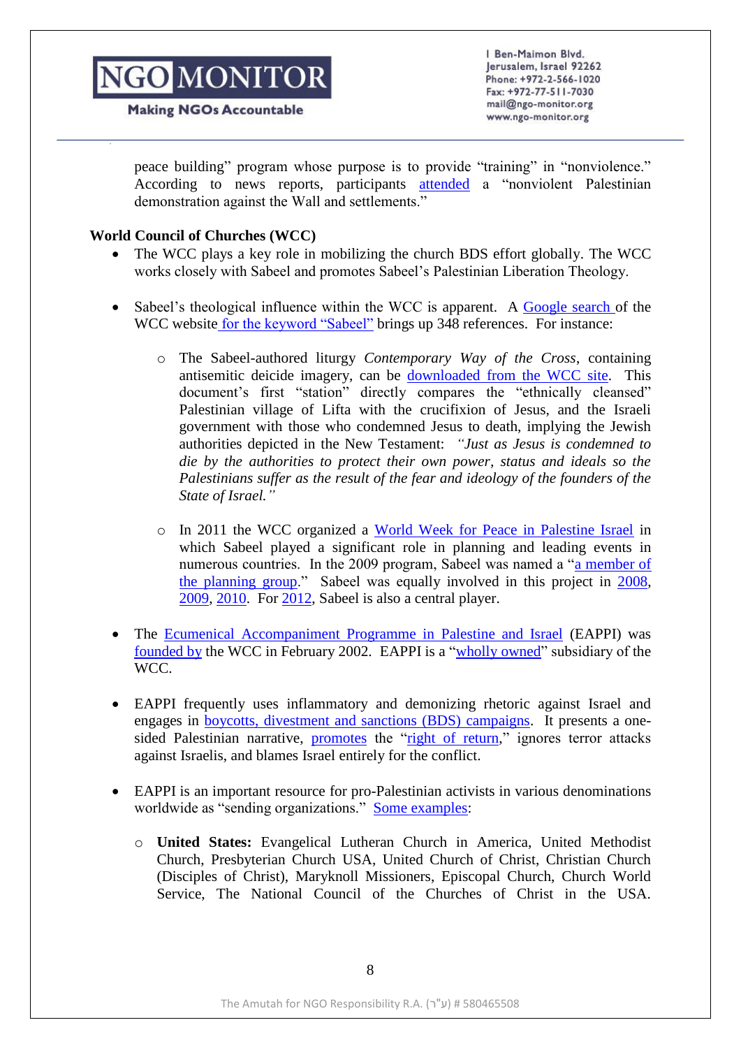peace building" program whose purpose is to provide "training" in "nonviolence." According to news reports, participants attended a "nonviolent Palestinian demonstration against the Wall and settlements."

**World Council of Churches (WCC)**

- The WCC plays a key role in mobilizing the church BDS effort globally. The WCC works closely with Sabeel and promotes Sabeel's Palestinian Liberation Theology.

- Sabeel's theological influence within the WCC is apparent. A Google search of the WCC website for the keyword "Sabeel" brings up 348 references. For instance:

    - The Sabeel-authored liturgy *Contemporary Way of the Cross*, containing antisemitic deicide imagery, can be downloaded from the WCC site. This document's first "station" directly compares the "ethnically cleansed" Palestinian village of Lifta with the crucifixion of Jesus, and the Israeli government with those who condemned Jesus to death, implying the Jewish authorities depicted in the New Testament: *"Just as Jesus is condemned to die by the authorities to protect their own power, status and ideals so the Palestinians suffer as the result of the fear and ideology of the founders of the State of Israel."*

    - In 2011 the WCC organized a World Week for Peace in Palestine Israel in which Sabeel played a significant role in planning and leading events in numerous countries. In the 2009 program, Sabeel was named a "a member of the planning group." Sabeel was equally involved in this project in 2008, 2009, 2010. For 2012, Sabeel is also a central player.

- The Ecumenical Accompaniment Programme in Palestine and Israel (EAPPI) was founded by the WCC in February 2002. EAPPI is a "wholly owned" subsidiary of the WCC.

- EAPPI frequently uses inflammatory and demonizing rhetoric against Israel and engages in boycotts, divestment and sanctions (BDS) campaigns. It presents a one-sided Palestinian narrative, promotes the "right of return," ignores terror attacks against Israelis, and blames Israel entirely for the conflict.

- EAPPI is an important resource for pro-Palestinian activists in various denominations worldwide as "sending organizations." Some examples:

    - **United States:** Evangelical Lutheran Church in America, United Methodist Church, Presbyterian Church USA, United Church of Christ, Christian Church (Disciples of Christ), Maryknoll Missioners, Episcopal Church, Church World Service, The National Council of the Churches of Christ in the USA.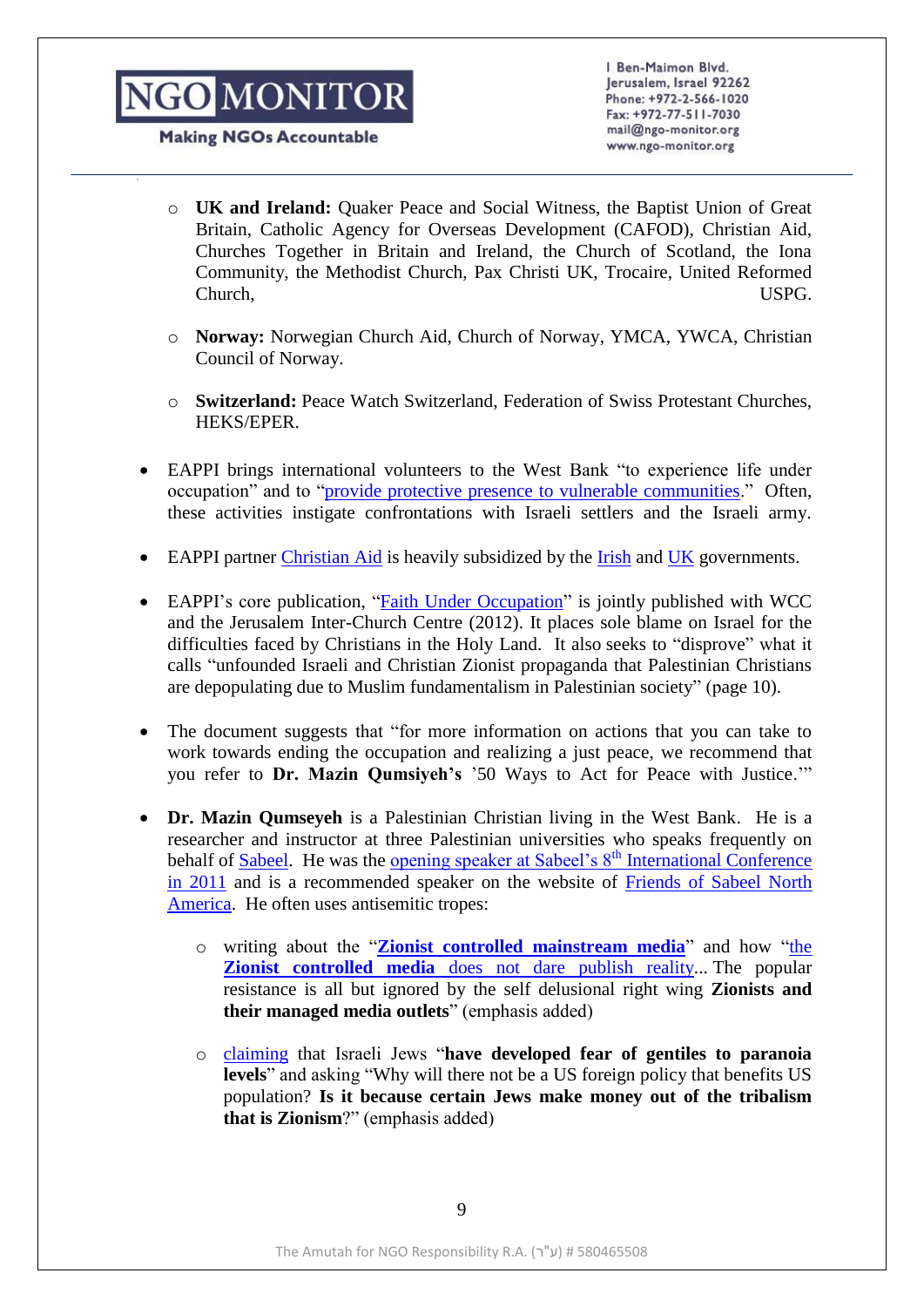- **UK and Ireland:** Quaker Peace and Social Witness, the Baptist Union of Great Britain, Catholic Agency for Overseas Development (CAFOD), Christian Aid, Churches Together in Britain and Ireland, the Church of Scotland, the Iona Community, the Methodist Church, Pax Christi UK, Trocaire, United Reformed Church, USPG.

- **Norway:** Norwegian Church Aid, Church of Norway, YMCA, YWCA, Christian Council of Norway.

- **Switzerland:** Peace Watch Switzerland, Federation of Swiss Protestant Churches, HEKS/EPER.

- EAPPI brings international volunteers to the West Bank "to experience life under occupation" and to "provide protective presence to vulnerable communities." Often, these activities instigate confrontations with Israeli settlers and the Israeli army.

- EAPPI partner Christian Aid is heavily subsidized by the Irish and UK governments.

- EAPPI's core publication, "Faith Under Occupation" is jointly published with WCC and the Jerusalem Inter-Church Centre (2012). It places sole blame on Israel for the difficulties faced by Christians in the Holy Land. It also seeks to "disprove" what it calls "unfounded Israeli and Christian Zionist propaganda that Palestinian Christians are depopulating due to Muslim fundamentalism in Palestinian society" (page 10).

- The document suggests that "for more information on actions that you can take to work towards ending the occupation and realizing a just peace, we recommend that you refer to **Dr. Mazin Qumsiyeh's** '50 Ways to Act for Peace with Justice.'"

- **Dr. Mazin Qumseyeh** is a Palestinian Christian living in the West Bank. He is a researcher and instructor at three Palestinian universities who speaks frequently on behalf of Sabeel. He was the opening speaker at Sabeel's 8th International Conference in 2011 and is a recommended speaker on the website of Friends of Sabeel North America. He often uses antisemitic tropes:

  - writing about the "**Zionist controlled mainstream media**" and how "the **Zionist controlled media** does not dare publish reality... The popular resistance is all but ignored by the self delusional right wing **Zionists and their managed media outlets**" (emphasis added)

  - claiming that Israeli Jews "**have developed fear of gentiles to paranoia levels**" and asking "Why will there not be a US foreign policy that benefits US population? **Is it because certain Jews make money out of the tribalism that is Zionism**?" (emphasis added)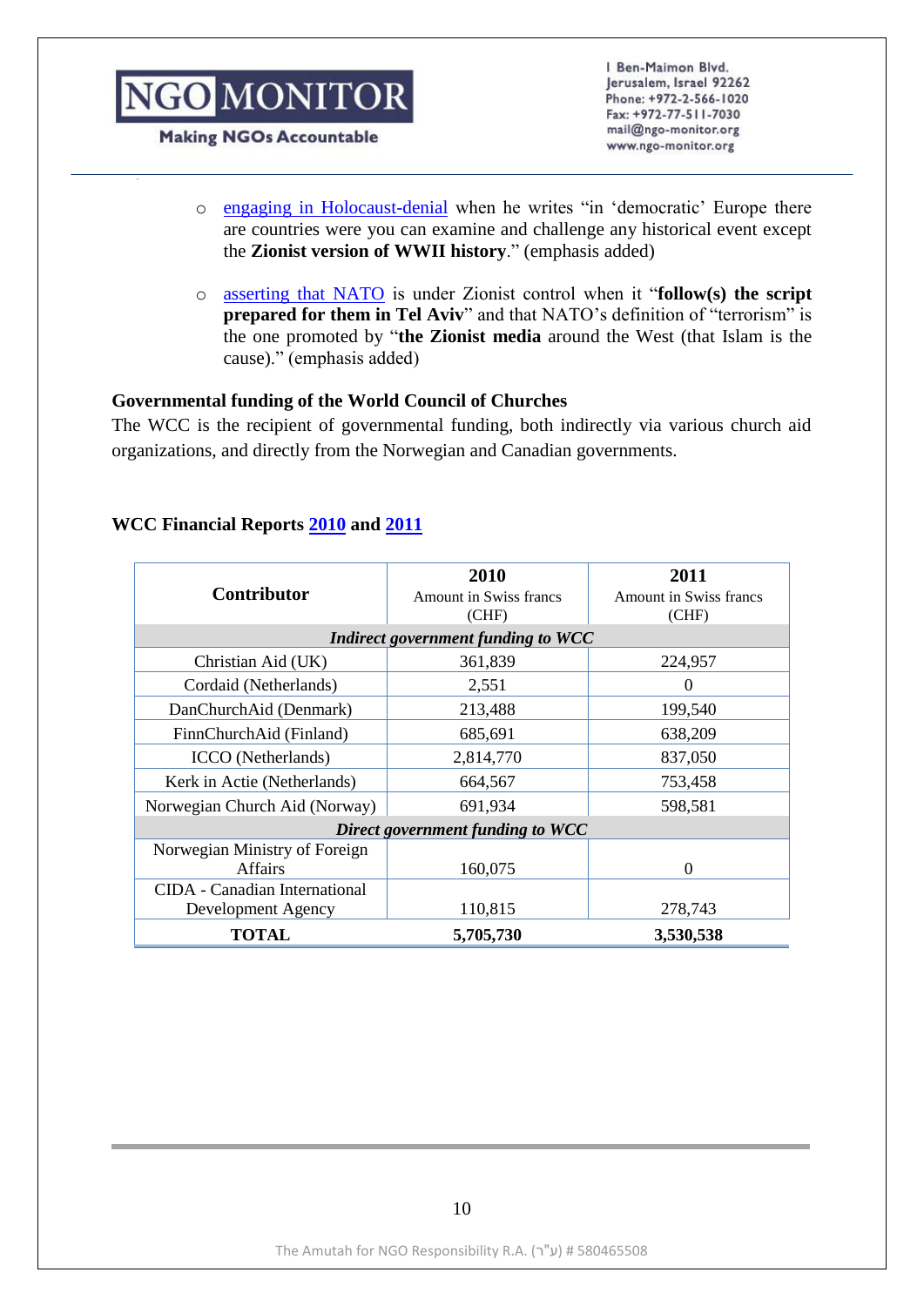- engaging in Holocaust-denial when he writes "in 'democratic' Europe there are countries were you can examine and challenge any historical event except the **Zionist version of WWII history**." (emphasis added)

- asserting that NATO is under Zionist control when it "**follow(s) the script prepared for them in Tel Aviv**" and that NATO's definition of "terrorism" is the one promoted by "**the Zionist media** around the West (that Islam is the cause)." (emphasis added)

**Governmental funding of the World Council of Churches**

The WCC is the recipient of governmental funding, both indirectly via various church aid organizations, and directly from the Norwegian and Canadian governments.

**WCC Financial Reports 2010 and 2011**

| Contributor | **2010** Amount in Swiss francs (CHF) | **2011** Amount in Swiss francs (CHF) |
|---|---|---|
| ***Indirect government funding to WCC*** | | |
| Christian Aid (UK) | 361,839 | 224,957 |
| Cordaid (Netherlands) | 2,551 | 0 |
| DanChurchAid (Denmark) | 213,488 | 199,540 |
| FinnChurchAid (Finland) | 685,691 | 638,209 |
| ICCO (Netherlands) | 2,814,770 | 837,050 |
| Kerk in Actie (Netherlands) | 664,567 | 753,458 |
| Norwegian Church Aid (Norway) | 691,934 | 598,581 |
| ***Direct government funding to WCC*** | | |
| Norwegian Ministry of Foreign Affairs | 160,075 | 0 |
| CIDA - Canadian International Development Agency | 110,815 | 278,743 |
| **TOTAL** | **5,705,730** | **3,530,538** |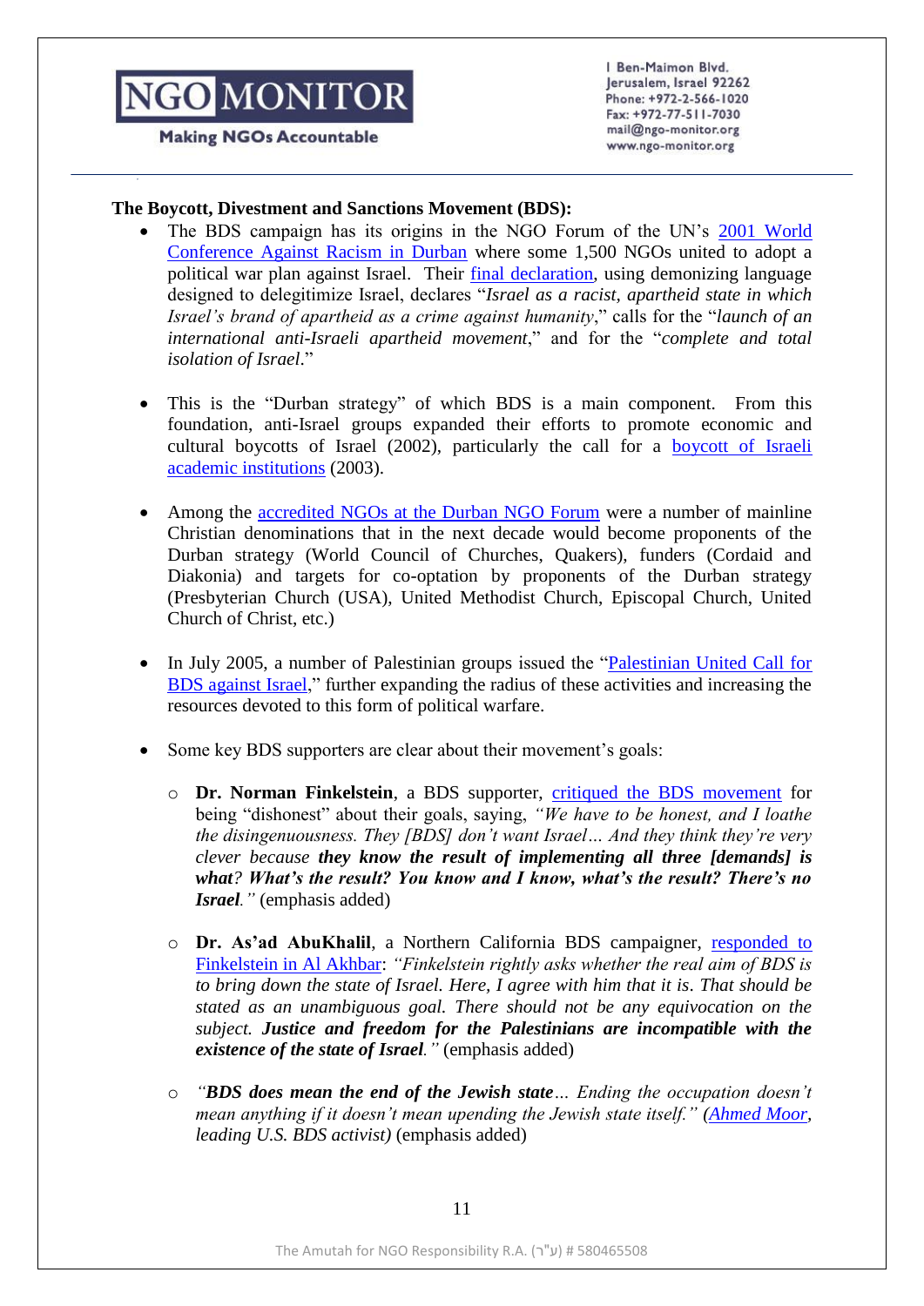**The Boycott, Divestment and Sanctions Movement (BDS):**

- The BDS campaign has its origins in the NGO Forum of the UN's 2001 World Conference Against Racism in Durban where some 1,500 NGOs united to adopt a political war plan against Israel. Their final declaration, using demonizing language designed to delegitimize Israel, declares "*Israel as a racist, apartheid state in which Israel's brand of apartheid as a crime against humanity*," calls for the "*launch of an international anti-Israeli apartheid movement*," and for the "*complete and total isolation of Israel*."

- This is the "Durban strategy" of which BDS is a main component. From this foundation, anti-Israel groups expanded their efforts to promote economic and cultural boycotts of Israel (2002), particularly the call for a boycott of Israeli academic institutions (2003).

- Among the accredited NGOs at the Durban NGO Forum were a number of mainline Christian denominations that in the next decade would become proponents of the Durban strategy (World Council of Churches, Quakers), funders (Cordaid and Diakonia) and targets for co-optation by proponents of the Durban strategy (Presbyterian Church (USA), United Methodist Church, Episcopal Church, United Church of Christ, etc.)

- In July 2005, a number of Palestinian groups issued the "Palestinian United Call for BDS against Israel," further expanding the radius of these activities and increasing the resources devoted to this form of political warfare.

- Some key BDS supporters are clear about their movement's goals:
  - **Dr. Norman Finkelstein**, a BDS supporter, critiqued the BDS movement for being "dishonest" about their goals, saying, *"We have to be honest, and I loathe the disingenuousness. They [BDS] don't want Israel… And they think they're very clever because* ***they know the result of implementing all three [demands] is what****? **What's the result? You know and I know, what's the result? There's no Israel**."* (emphasis added)
  - **Dr. As'ad AbuKhalil**, a Northern California BDS campaigner, responded to Finkelstein in Al Akhbar: *"Finkelstein rightly asks whether the real aim of BDS is to bring down the state of Israel. Here, I agree with him that it is. That should be stated as an unambiguous goal. There should not be any equivocation on the subject.* ***Justice and freedom for the Palestinians are incompatible with the existence of the state of Israel****."* (emphasis added)
  - *"**BDS does mean the end of the Jewish state**… Ending the occupation doesn't mean anything if it doesn't mean upending the Jewish state itself." (Ahmed Moor, leading U.S. BDS activist)* (emphasis added)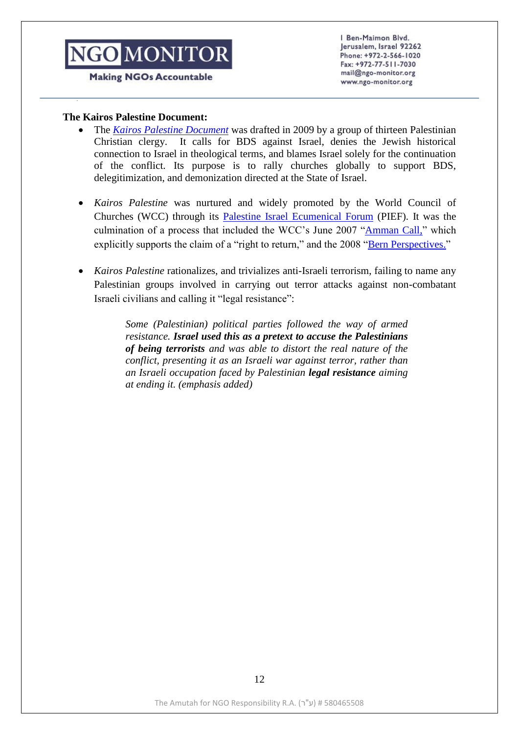**The Kairos Palestine Document:**

- The *Kairos Palestine Document* was drafted in 2009 by a group of thirteen Palestinian Christian clergy. It calls for BDS against Israel, denies the Jewish historical connection to Israel in theological terms, and blames Israel solely for the continuation of the conflict. Its purpose is to rally churches globally to support BDS, delegitimization, and demonization directed at the State of Israel.

- *Kairos Palestine* was nurtured and widely promoted by the World Council of Churches (WCC) through its Palestine Israel Ecumenical Forum (PIEF). It was the culmination of a process that included the WCC's June 2007 "Amman Call," which explicitly supports the claim of a "right to return," and the 2008 "Bern Perspectives."

- *Kairos Palestine* rationalizes, and trivializes anti-Israeli terrorism, failing to name any Palestinian groups involved in carrying out terror attacks against non-combatant Israeli civilians and calling it "legal resistance":

> *Some (Palestinian) political parties followed the way of armed resistance.* ***Israel used this as a pretext to accuse the Palestinians of being terrorists*** *and was able to distort the real nature of the conflict, presenting it as an Israeli war against terror, rather than an Israeli occupation faced by Palestinian* ***legal resistance*** *aiming at ending it. (emphasis added)*